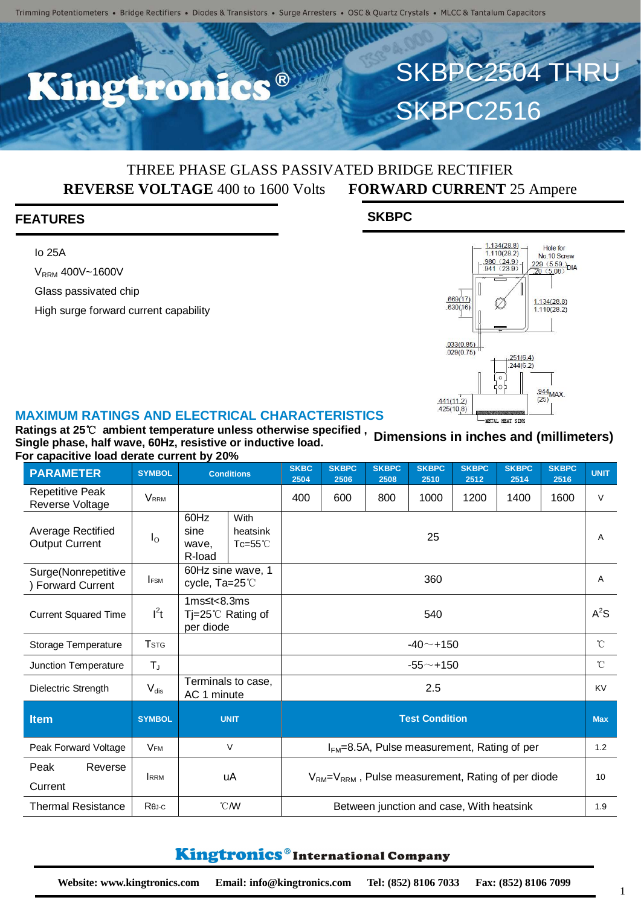# SKBPC2504 THRU SKBPC2516

THREE PHASE GLASS PASSIVATED BRIDGE RECTIFIER

**REVERSE VOLTAGE** 400 to 1600 Volts **FORWARD CURRENT** 25 Ampere

## FEATURES

Io 25A

$V_{RRM}$ 400V~1600V

Glass passivated chip

High surge forward current capability

## SKBPC

Dimensions in inches and (millimeters)

## MAXIMUM RATINGS AND ELECTRICAL CHARACTERISTICS

**Ratings at 25℃ ambient temperature unless otherwise specified ,**
**Single phase, half wave, 60Hz, resistive or inductive load.**
**For capacitive load derate current by 20%**

| PARAMETER | SYMBOL | Conditions | | SKBC 2504 | SKBPC 2506 | SKBPC 2508 | SKBPC 2510 | SKBPC 2512 | SKBPC 2514 | SKBPC 2516 | UNIT |
|---|---|---|---|---|---|---|---|---|---|---|---|
| Repetitive Peak Reverse Voltage | $V_{RRM}$ | | | 400 | 600 | 800 | 1000 | 1200 | 1400 | 1600 | V |
| Average Rectified Output Current | $I_O$ | 60Hz sine wave, R-load | With heatsink Tc=55℃ | 25 | | | | | | | A |
| Surge(Nonrepetitive ) Forward Current | $I_{FSM}$ | 60Hz sine wave, 1 cycle, Ta=25℃ | | 360 | | | | | | | A |
| Current Squared Time | $I^2t$ | 1ms≤t<8.3ms Tj=25℃ Rating of per diode | | 540 | | | | | | | $A^2S$ |
| Storage Temperature | $T_{STG}$ | | | -40～+150 | | | | | | | ℃ |
| Junction Temperature | $T_J$ | | | -55～+150 | | | | | | | ℃ |
| Dielectric Strength | $V_{dis}$ | Terminals to case, AC 1 minute | | 2.5 | | | | | | | KV |

| Item | SYMBOL | UNIT | Test Condition | Max |
|---|---|---|---|---|
| Peak Forward Voltage | $V_{FM}$ | V | $I_{FM}$=8.5A, Pulse measurement, Rating of per | 1.2 |
| Peak Reverse Current | $I_{RRM}$ | uA | $V_{RM}$=$V_{RRM}$ , Pulse measurement, Rating of per diode | 10 |
| Thermal Resistance | $R_{\theta J-C}$ | ℃/W | Between junction and case, With heatsink | 1.9 |

**Kingtronics® International Company**

**Website: www.kingtronics.com Email: info@kingtronics.com Tel: (852) 8106 7033 Fax: (852) 8106 7099**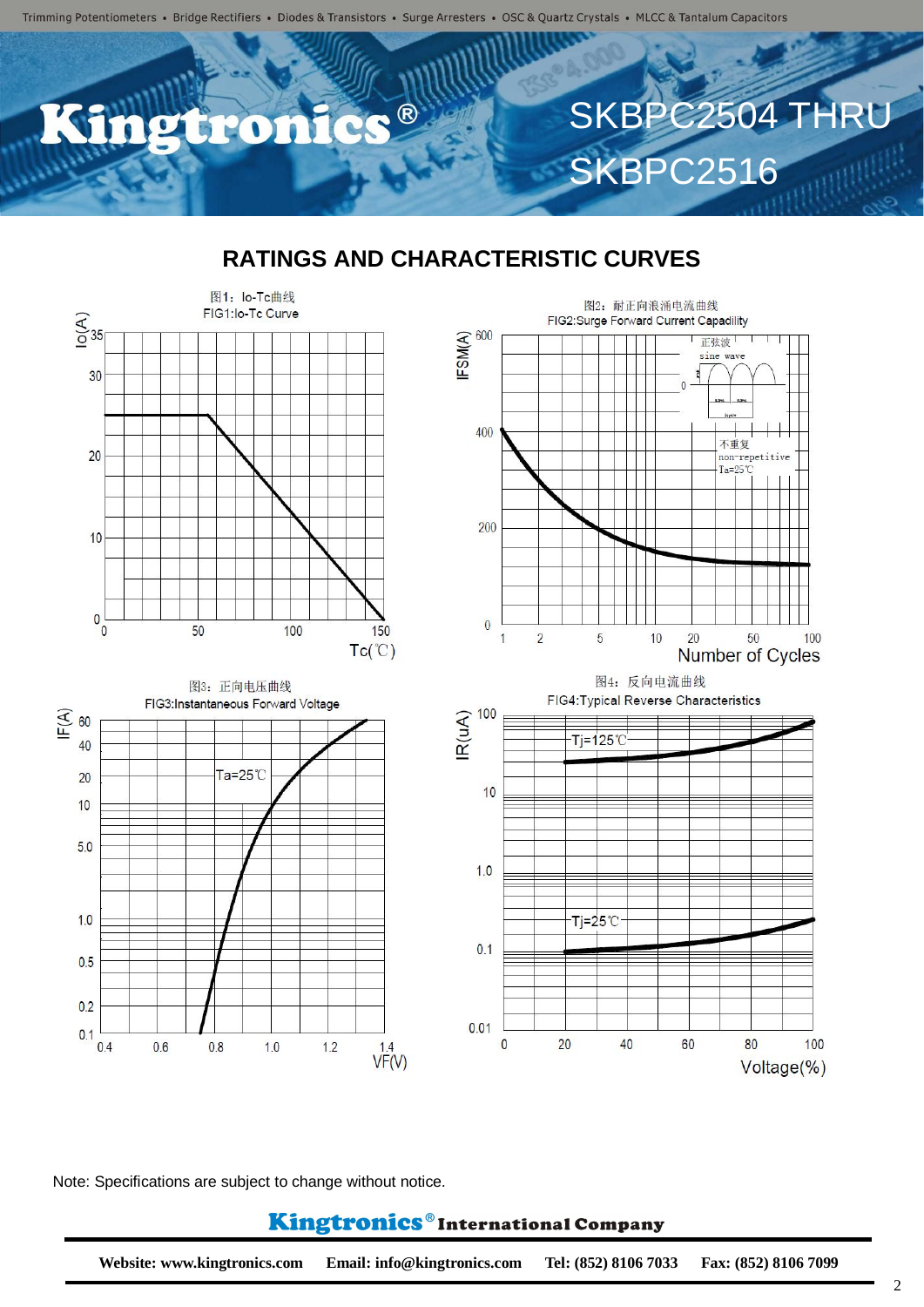# SKBPC2504 THRU SKBPC2516

## RATINGS AND CHARACTERISTIC CURVES

图1：Io-Tc曲线
FIG1:Io-Tc Curve

Io(A)
35
30
20
10
0
0 50 100 150
Tc(℃)

图2：耐正向浪涌电流曲线
FIG2:Surge Forward Current Capadility

IFSM(A)
600
400
200
0
1 2 5 10 20 50 100
Number of Cycles

正弦波
sine wave
0
不重复
non-repetitive
Ta=25℃

图3：正向电压曲线
FIG3:Instantaneous Forward Voltage

IF(A)
60
40
20
10
5.0
1.0
0.5
0.2
0.1
0.4 0.6 0.8 1.0 1.2 1.4
VF(V)

Ta=25℃

图4：反向电流曲线
FIG4:Typical Reverse Characteristics

IR(uA)
100
10
1.0
0.1
0.01
0 20 40 60 80 100
Voltage(%)

Tj=125℃
Tj=25℃

Note: Specifications are subject to change without notice.

**Kingtronics® International Company**

**Website: www.kingtronics.com Email: info@kingtronics.com Tel: (852) 8106 7033 Fax: (852) 8106 7099**